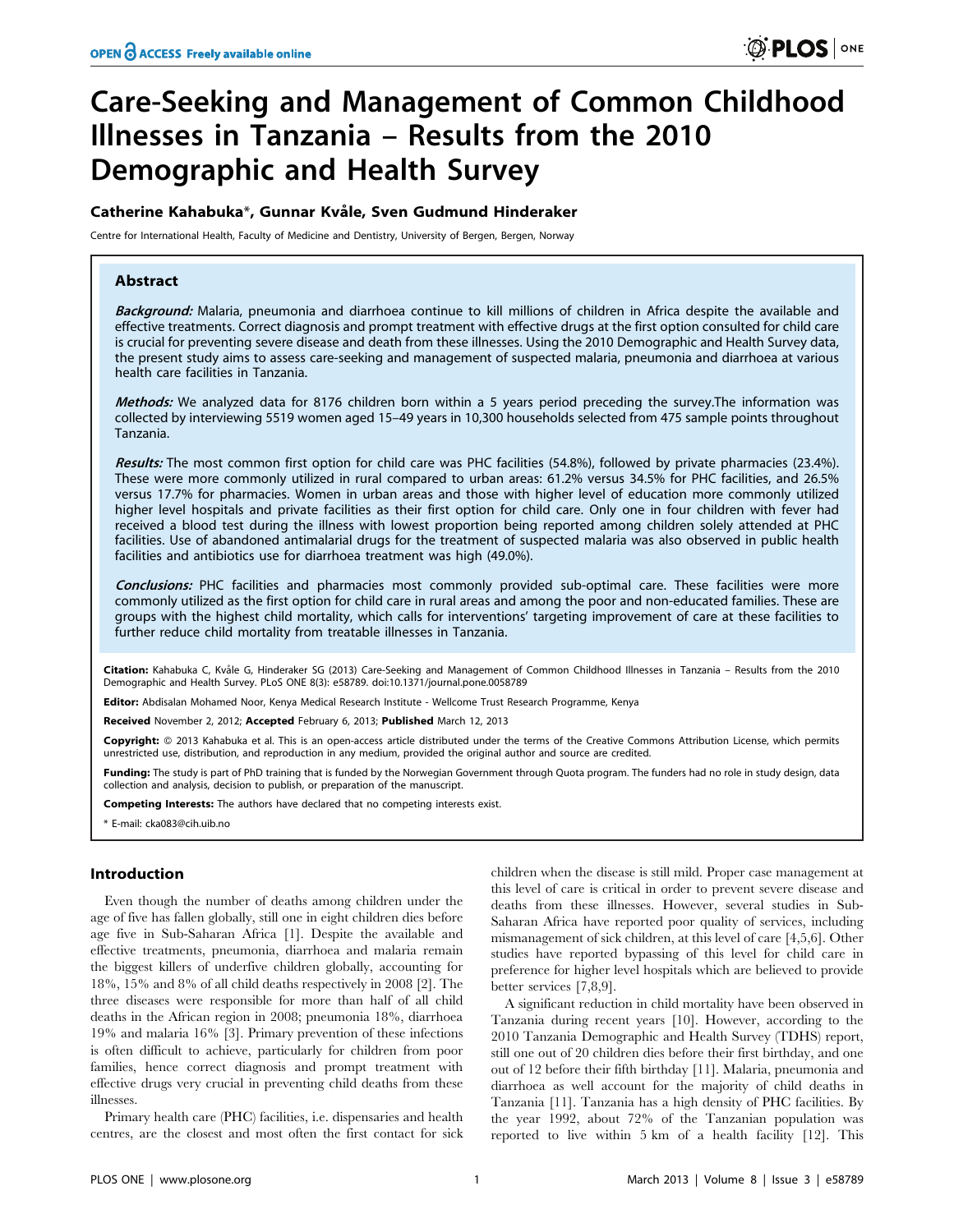# Care-Seeking and Management of Common Childhood Illnesses in Tanzania – Results from the 2010 Demographic and Health Survey

**Catherine Kahabuka\*, Gunnar Kvåle, Sven Gudmund Hinderaker**

Centre for International Health, Faculty of Medicine and Dentistry, University of Bergen, Bergen, Norway

## Abstract

***Background:*** Malaria, pneumonia and diarrhoea continue to kill millions of children in Africa despite the available and effective treatments. Correct diagnosis and prompt treatment with effective drugs at the first option consulted for child care is crucial for preventing severe disease and death from these illnesses. Using the 2010 Demographic and Health Survey data, the present study aims to assess care-seeking and management of suspected malaria, pneumonia and diarrhoea at various health care facilities in Tanzania.

***Methods:*** We analyzed data for 8176 children born within a 5 years period preceding the survey.The information was collected by interviewing 5519 women aged 15–49 years in 10,300 households selected from 475 sample points throughout Tanzania.

***Results:*** The most common first option for child care was PHC facilities (54.8%), followed by private pharmacies (23.4%). These were more commonly utilized in rural compared to urban areas: 61.2% versus 34.5% for PHC facilities, and 26.5% versus 17.7% for pharmacies. Women in urban areas and those with higher level of education more commonly utilized higher level hospitals and private facilities as their first option for child care. Only one in four children with fever had received a blood test during the illness with lowest proportion being reported among children solely attended at PHC facilities. Use of abandoned antimalarial drugs for the treatment of suspected malaria was also observed in public health facilities and antibiotics use for diarrhoea treatment was high (49.0%).

***Conclusions:*** PHC facilities and pharmacies most commonly provided sub-optimal care. These facilities were more commonly utilized as the first option for child care in rural areas and among the poor and non-educated families. These are groups with the highest child mortality, which calls for interventions' targeting improvement of care at these facilities to further reduce child mortality from treatable illnesses in Tanzania.

**Citation:** Kahabuka C, Kvåle G, Hinderaker SG (2013) Care-Seeking and Management of Common Childhood Illnesses in Tanzania – Results from the 2010 Demographic and Health Survey. PLoS ONE 8(3): e58789. doi:10.1371/journal.pone.0058789

**Editor:** Abdisalan Mohamed Noor, Kenya Medical Research Institute - Wellcome Trust Research Programme, Kenya

**Received** November 2, 2012; **Accepted** February 6, 2013; **Published** March 12, 2013

**Copyright:** © 2013 Kahabuka et al. This is an open-access article distributed under the terms of the Creative Commons Attribution License, which permits unrestricted use, distribution, and reproduction in any medium, provided the original author and source are credited.

**Funding:** The study is part of PhD training that is funded by the Norwegian Government through Quota program. The funders had no role in study design, data collection and analysis, decision to publish, or preparation of the manuscript.

**Competing Interests:** The authors have declared that no competing interests exist.

\* E-mail: cka083@cih.uib.no

## Introduction

Even though the number of deaths among children under the age of five has fallen globally, still one in eight children dies before age five in Sub-Saharan Africa [1]. Despite the available and effective treatments, pneumonia, diarrhoea and malaria remain the biggest killers of underfive children globally, accounting for 18%, 15% and 8% of all child deaths respectively in 2008 [2]. The three diseases were responsible for more than half of all child deaths in the African region in 2008; pneumonia 18%, diarrhoea 19% and malaria 16% [3]. Primary prevention of these infections is often difficult to achieve, particularly for children from poor families, hence correct diagnosis and prompt treatment with effective drugs very crucial in preventing child deaths from these illnesses.

Primary health care (PHC) facilities, i.e. dispensaries and health centres, are the closest and most often the first contact for sick children when the disease is still mild. Proper case management at this level of care is critical in order to prevent severe disease and deaths from these illnesses. However, several studies in Sub-Saharan Africa have reported poor quality of services, including mismanagement of sick children, at this level of care [4,5,6]. Other studies have reported bypassing of this level for child care in preference for higher level hospitals which are believed to provide better services [7,8,9].

A significant reduction in child mortality have been observed in Tanzania during recent years [10]. However, according to the 2010 Tanzania Demographic and Health Survey (TDHS) report, still one out of 20 children dies before their first birthday, and one out of 12 before their fifth birthday [11]. Malaria, pneumonia and diarrhoea as well account for the majority of child deaths in Tanzania [11]. Tanzania has a high density of PHC facilities. By the year 1992, about 72% of the Tanzanian population was reported to live within 5 km of a health facility [12]. This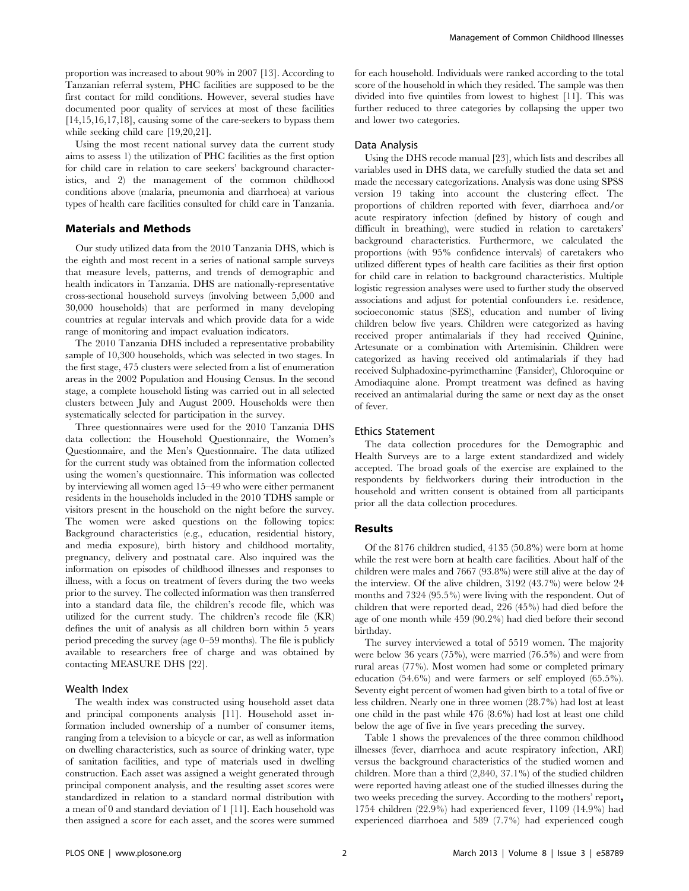proportion was increased to about 90% in 2007 [13]. According to Tanzanian referral system, PHC facilities are supposed to be the first contact for mild conditions. However, several studies have documented poor quality of services at most of these facilities [14,15,16,17,18], causing some of the care-seekers to bypass them while seeking child care [19,20,21].

Using the most recent national survey data the current study aims to assess 1) the utilization of PHC facilities as the first option for child care in relation to care seekers' background characteristics, and 2) the management of the common childhood conditions above (malaria, pneumonia and diarrhoea) at various types of health care facilities consulted for child care in Tanzania.

## Materials and Methods

Our study utilized data from the 2010 Tanzania DHS, which is the eighth and most recent in a series of national sample surveys that measure levels, patterns, and trends of demographic and health indicators in Tanzania. DHS are nationally-representative cross-sectional household surveys (involving between 5,000 and 30,000 households) that are performed in many developing countries at regular intervals and which provide data for a wide range of monitoring and impact evaluation indicators.

The 2010 Tanzania DHS included a representative probability sample of 10,300 households, which was selected in two stages. In the first stage, 475 clusters were selected from a list of enumeration areas in the 2002 Population and Housing Census. In the second stage, a complete household listing was carried out in all selected clusters between July and August 2009. Households were then systematically selected for participation in the survey.

Three questionnaires were used for the 2010 Tanzania DHS data collection: the Household Questionnaire, the Women's Questionnaire, and the Men's Questionnaire. The data utilized for the current study was obtained from the information collected using the women's questionnaire. This information was collected by interviewing all women aged 15–49 who were either permanent residents in the households included in the 2010 TDHS sample or visitors present in the household on the night before the survey. The women were asked questions on the following topics: Background characteristics (e.g., education, residential history, and media exposure), birth history and childhood mortality, pregnancy, delivery and postnatal care. Also inquired was the information on episodes of childhood illnesses and responses to illness, with a focus on treatment of fevers during the two weeks prior to the survey. The collected information was then transferred into a standard data file, the children's recode file, which was utilized for the current study. The children's recode file (KR) defines the unit of analysis as all children born within 5 years period preceding the survey (age 0–59 months). The file is publicly available to researchers free of charge and was obtained by contacting MEASURE DHS [22].

### Wealth Index

The wealth index was constructed using household asset data and principal components analysis [11]. Household asset information included ownership of a number of consumer items, ranging from a television to a bicycle or car, as well as information on dwelling characteristics, such as source of drinking water, type of sanitation facilities, and type of materials used in dwelling construction. Each asset was assigned a weight generated through principal component analysis, and the resulting asset scores were standardized in relation to a standard normal distribution with a mean of 0 and standard deviation of 1 [11]. Each household was then assigned a score for each asset, and the scores were summed for each household. Individuals were ranked according to the total score of the household in which they resided. The sample was then divided into five quintiles from lowest to highest [11]. This was further reduced to three categories by collapsing the upper two and lower two categories.

### Data Analysis

Using the DHS recode manual [23], which lists and describes all variables used in DHS data, we carefully studied the data set and made the necessary categorizations. Analysis was done using SPSS version 19 taking into account the clustering effect. The proportions of children reported with fever, diarrhoea and/or acute respiratory infection (defined by history of cough and difficult in breathing), were studied in relation to caretakers' background characteristics. Furthermore, we calculated the proportions (with 95% confidence intervals) of caretakers who utilized different types of health care facilities as their first option for child care in relation to background characteristics. Multiple logistic regression analyses were used to further study the observed associations and adjust for potential confounders i.e. residence, socioeconomic status (SES), education and number of living children below five years. Children were categorized as having received proper antimalarials if they had received Quinine, Artesunate or a combination with Artemisinin. Children were categorized as having received old antimalarials if they had received Sulphadoxine-pyrimethamine (Fansider), Chloroquine or Amodiaquine alone. Prompt treatment was defined as having received an antimalarial during the same or next day as the onset of fever.

### Ethics Statement

The data collection procedures for the Demographic and Health Surveys are to a large extent standardized and widely accepted. The broad goals of the exercise are explained to the respondents by fieldworkers during their introduction in the household and written consent is obtained from all participants prior all the data collection procedures.

## Results

Of the 8176 children studied, 4135 (50.8%) were born at home while the rest were born at health care facilities. About half of the children were males and 7667 (93.8%) were still alive at the day of the interview. Of the alive children, 3192 (43.7%) were below 24 months and 7324 (95.5%) were living with the respondent. Out of children that were reported dead, 226 (45%) had died before the age of one month while 459 (90.2%) had died before their second birthday.

The survey interviewed a total of 5519 women. The majority were below 36 years (75%), were married (76.5%) and were from rural areas (77%). Most women had some or completed primary education (54.6%) and were farmers or self employed (65.5%). Seventy eight percent of women had given birth to a total of five or less children. Nearly one in three women (28.7%) had lost at least one child in the past while 476 (8.6%) had lost at least one child below the age of five in five years preceding the survey.

Table 1 shows the prevalences of the three common childhood illnesses (fever, diarrhoea and acute respiratory infection, ARI) versus the background characteristics of the studied women and children. More than a third (2,840, 37.1%) of the studied children were reported having atleast one of the studied illnesses during the two weeks preceding the survey. According to the mothers' report**,** 1754 children (22.9%) had experienced fever, 1109 (14.9%) had experienced diarrhoea and 589 (7.7%) had experienced cough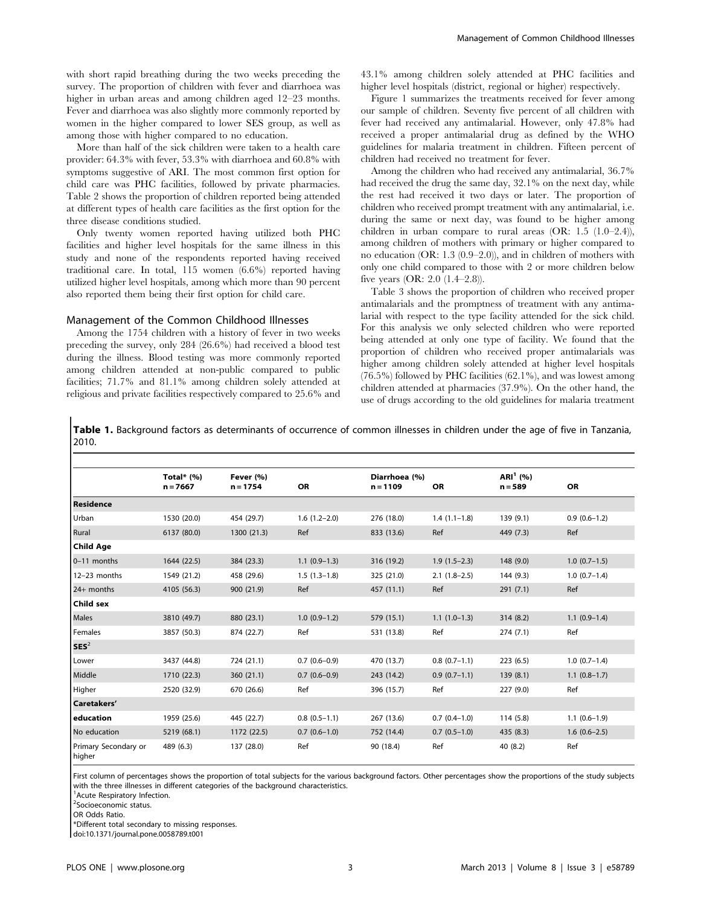with short rapid breathing during the two weeks preceding the survey. The proportion of children with fever and diarrhoea was higher in urban areas and among children aged 12–23 months. Fever and diarrhoea was also slightly more commonly reported by women in the higher compared to lower SES group, as well as among those with higher compared to no education.

More than half of the sick children were taken to a health care provider: 64.3% with fever, 53.3% with diarrhoea and 60.8% with symptoms suggestive of ARI. The most common first option for child care was PHC facilities, followed by private pharmacies. Table 2 shows the proportion of children reported being attended at different types of health care facilities as the first option for the three disease conditions studied.

Only twenty women reported having utilized both PHC facilities and higher level hospitals for the same illness in this study and none of the respondents reported having received traditional care. In total, 115 women (6.6%) reported having utilized higher level hospitals, among which more than 90 percent also reported them being their first option for child care.

## Management of the Common Childhood Illnesses

Among the 1754 children with a history of fever in two weeks preceding the survey, only 284 (26.6%) had received a blood test during the illness. Blood testing was more commonly reported among children attended at non-public compared to public facilities; 71.7% and 81.1% among children solely attended at religious and private facilities respectively compared to 25.6% and 43.1% among children solely attended at PHC facilities and higher level hospitals (district, regional or higher) respectively.

Figure 1 summarizes the treatments received for fever among our sample of children. Seventy five percent of all children with fever had received any antimalarial. However, only 47.8% had received a proper antimalarial drug as defined by the WHO guidelines for malaria treatment in children. Fifteen percent of children had received no treatment for fever.

Among the children who had received any antimalarial, 36.7% had received the drug the same day, 32.1% on the next day, while the rest had received it two days or later. The proportion of children who received prompt treatment with any antimalarial, i.e. during the same or next day, was found to be higher among children in urban compare to rural areas (OR: 1.5 (1.0–2.4)), among children of mothers with primary or higher compared to no education (OR: 1.3 (0.9–2.0)), and in children of mothers with only one child compared to those with 2 or more children below five years (OR: 2.0 (1.4–2.8)).

Table 3 shows the proportion of children who received proper antimalarials and the promptness of treatment with any antimalarial with respect to the type facility attended for the sick child. For this analysis we only selected children who were reported being attended at only one type of facility. We found that the proportion of children who received proper antimalarials was higher among children solely attended at higher level hospitals (76.5%) followed by PHC facilities (62.1%), and was lowest among children attended at pharmacies (37.9%). On the other hand, the use of drugs according to the old guidelines for malaria treatment

**Table 1.** Background factors as determinants of occurrence of common illnesses in children under the age of five in Tanzania, 2010.

| | Total* (%) n = 7667 | Fever (%) n = 1754 | OR | Diarrhoea (%) n = 1109 | OR | ARI[1] (%) n = 589 | OR |
|---|---|---|---|---|---|---|---|
| **Residence** | | | | | | | |
| Urban | 1530 (20.0) | 454 (29.7) | 1.6 (1.2–2.0) | 276 (18.0) | 1.4 (1.1–1.8) | 139 (9.1) | 0.9 (0.6–1.2) |
| Rural | 6137 (80.0) | 1300 (21.3) | Ref | 833 (13.6) | Ref | 449 (7.3) | Ref |
| **Child Age** | | | | | | | |
| 0–11 months | 1644 (22.5) | 384 (23.3) | 1.1 (0.9–1.3) | 316 (19.2) | 1.9 (1.5–2.3) | 148 (9.0) | 1.0 (0.7–1.5) |
| 12–23 months | 1549 (21.2) | 458 (29.6) | 1.5 (1.3–1.8) | 325 (21.0) | 2.1 (1.8–2.5) | 144 (9.3) | 1.0 (0.7–1.4) |
| 24+ months | 4105 (56.3) | 900 (21.9) | Ref | 457 (11.1) | Ref | 291 (7.1) | Ref |
| **Child sex** | | | | | | | |
| Males | 3810 (49.7) | 880 (23.1) | 1.0 (0.9–1.2) | 579 (15.1) | 1.1 (1.0–1.3) | 314 (8.2) | 1.1 (0.9–1.4) |
| Females | 3857 (50.3) | 874 (22.7) | Ref | 531 (13.8) | Ref | 274 (7.1) | Ref |
| **SES[2]** | | | | | | | |
| Lower | 3437 (44.8) | 724 (21.1) | 0.7 (0.6–0.9) | 470 (13.7) | 0.8 (0.7–1.1) | 223 (6.5) | 1.0 (0.7–1.4) |
| Middle | 1710 (22.3) | 360 (21.1) | 0.7 (0.6–0.9) | 243 (14.2) | 0.9 (0.7–1.1) | 139 (8.1) | 1.1 (0.8–1.7) |
| Higher | 2520 (32.9) | 670 (26.6) | Ref | 396 (15.7) | Ref | 227 (9.0) | Ref |
| **Caretakers'** | | | | | | | |
| **education** | 1959 (25.6) | 445 (22.7) | 0.8 (0.5–1.1) | 267 (13.6) | 0.7 (0.4–1.0) | 114 (5.8) | 1.1 (0.6–1.9) |
| No education | 5219 (68.1) | 1172 (22.5) | 0.7 (0.6–1.0) | 752 (14.4) | 0.7 (0.5–1.0) | 435 (8.3) | 1.6 (0.6–2.5) |
| Primary Secondary or higher | 489 (6.3) | 137 (28.0) | Ref | 90 (18.4) | Ref | 40 (8.2) | Ref |

First column of percentages shows the proportion of total subjects for the various background factors. Other percentages show the proportions of the study subjects with the three illnesses in different categories of the background characteristics.

[1]Acute Respiratory Infection.

[2]Socioeconomic status.

OR Odds Ratio.

*Different total secondary to missing responses.

doi:10.1371/journal.pone.0058789.t001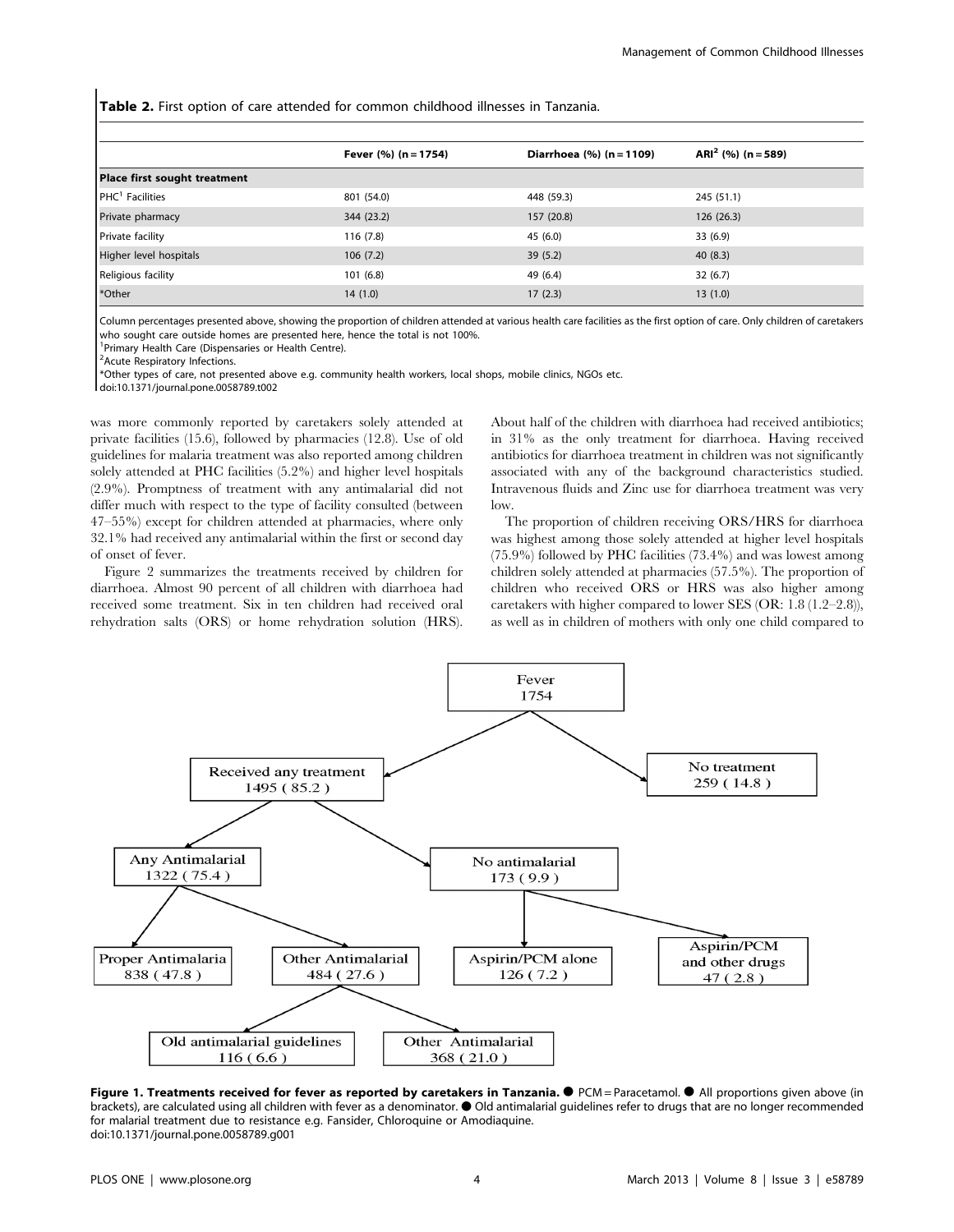**Table 2.** First option of care attended for common childhood illnesses in Tanzania.

| | Fever (%) (n = 1754) | Diarrhoea (%) (n = 1109) | ARI[2] (%) (n = 589) |
|---|---|---|---|
| **Place first sought treatment** | | | |
| PHC[1] Facilities | 801 (54.0) | 448 (59.3) | 245 (51.1) |
| Private pharmacy | 344 (23.2) | 157 (20.8) | 126 (26.3) |
| Private facility | 116 (7.8) | 45 (6.0) | 33 (6.9) |
| Higher level hospitals | 106 (7.2) | 39 (5.2) | 40 (8.3) |
| Religious facility | 101 (6.8) | 49 (6.4) | 32 (6.7) |
| *Other | 14 (1.0) | 17 (2.3) | 13 (1.0) |

Column percentages presented above, showing the proportion of children attended at various health care facilities as the first option of care. Only children of caretakers who sought care outside homes are presented here, hence the total is not 100%.
[1]Primary Health Care (Dispensaries or Health Centre).
[2]Acute Respiratory Infections.
*Other types of care, not presented above e.g. community health workers, local shops, mobile clinics, NGOs etc.
doi:10.1371/journal.pone.0058789.t002

was more commonly reported by caretakers solely attended at private facilities (15.6), followed by pharmacies (12.8). Use of old guidelines for malaria treatment was also reported among children solely attended at PHC facilities (5.2%) and higher level hospitals (2.9%). Promptness of treatment with any antimalarial did not differ much with respect to the type of facility consulted (between 47–55%) except for children attended at pharmacies, where only 32.1% had received any antimalarial within the first or second day of onset of fever.

Figure 2 summarizes the treatments received by children for diarrhoea. Almost 90 percent of all children with diarrhoea had received some treatment. Six in ten children had received oral rehydration salts (ORS) or home rehydration solution (HRS). About half of the children with diarrhoea had received antibiotics; in 31% as the only treatment for diarrhoea. Having received antibiotics for diarrhoea treatment in children was not significantly associated with any of the background characteristics studied. Intravenous fluids and Zinc use for diarrhoea treatment was very low.

The proportion of children receiving ORS/HRS for diarrhoea was highest among those solely attended at higher level hospitals (75.9%) followed by PHC facilities (73.4%) and was lowest among children solely attended at pharmacies (57.5%). The proportion of children who received ORS or HRS was also higher among caretakers with higher compared to lower SES (OR: 1.8 (1.2–2.8)), as well as in children of mothers with only one child compared to

Fever 1754
- Received any treatment 1495 (85.2)
  - Any Antimalarial 1322 (75.4)
    - Proper Antimalaria 838 (47.8)
    - Other Antimalarial 484 (27.6)
      - Old antimalarial guidelines 116 (6.6)
      - Other Antimalarial 368 (21.0)
  - No antimalarial 173 (9.9)
    - Aspirin/PCM alone 126 (7.2)
    - Aspirin/PCM and other drugs 47 (2.8)
- No treatment 259 (14.8)

**Figure 1. Treatments received for fever as reported by caretakers in Tanzania.** ● PCM = Paracetamol. ● All proportions given above (in brackets), are calculated using all children with fever as a denominator. ● Old antimalarial guidelines refer to drugs that are no longer recommended for malarial treatment due to resistance e.g. Fansider, Chloroquine or Amodiaquine.
doi:10.1371/journal.pone.0058789.g001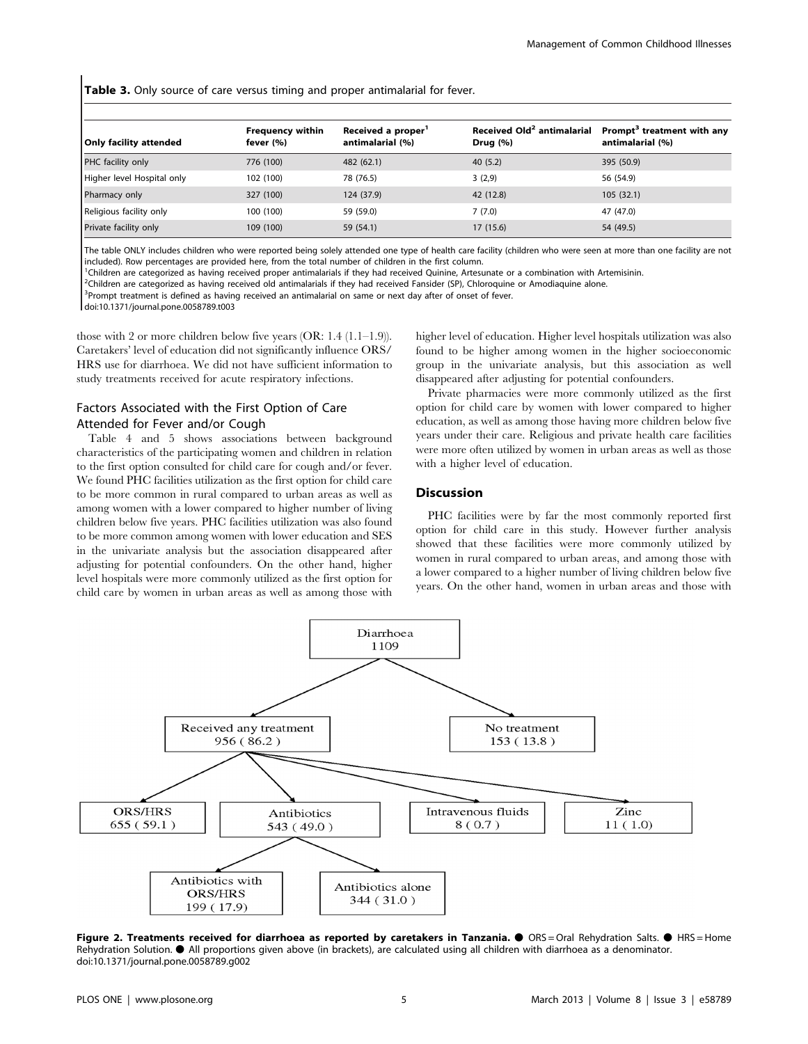**Table 3.** Only source of care versus timing and proper antimalarial for fever.

| Only facility attended | Frequency within fever (%) | Received a proper[1] antimalarial (%) | Received Old[2] antimalarial Drug (%) | Prompt[3] treatment with any antimalarial (%) |
|---|---|---|---|---|
| PHC facility only | 776 (100) | 482 (62.1) | 40 (5.2) | 395 (50.9) |
| Higher level Hospital only | 102 (100) | 78 (76.5) | 3 (2,9) | 56 (54.9) |
| Pharmacy only | 327 (100) | 124 (37.9) | 42 (12.8) | 105 (32.1) |
| Religious facility only | 100 (100) | 59 (59.0) | 7 (7.0) | 47 (47.0) |
| Private facility only | 109 (100) | 59 (54.1) | 17 (15.6) | 54 (49.5) |

The table ONLY includes children who were reported being solely attended one type of health care facility (children who were seen at more than one facility are not included). Row percentages are provided here, from the total number of children in the first column.
[1]Children are categorized as having received proper antimalarials if they had received Quinine, Artesunate or a combination with Artemisinin.
[2]Children are categorized as having received old antimalarials if they had received Fansider (SP), Chloroquine or Amodiaquine alone.
[3]Prompt treatment is defined as having received an antimalarial on same or next day after of onset of fever.
doi:10.1371/journal.pone.0058789.t003

those with 2 or more children below five years (OR: 1.4 (1.1–1.9)). Caretakers' level of education did not significantly influence ORS/HRS use for diarrhoea. We did not have sufficient information to study treatments received for acute respiratory infections.

## Factors Associated with the First Option of Care Attended for Fever and/or Cough

Table 4 and 5 shows associations between background characteristics of the participating women and children in relation to the first option consulted for child care for cough and/or fever. We found PHC facilities utilization as the first option for child care to be more common in rural compared to urban areas as well as among women with a lower compared to higher number of living children below five years. PHC facilities utilization was also found to be more common among women with lower education and SES in the univariate analysis but the association disappeared after adjusting for potential confounders. On the other hand, higher level hospitals were more commonly utilized as the first option for child care by women in urban areas as well as among those with higher level of education. Higher level hospitals utilization was also found to be higher among women in the higher socioeconomic group in the univariate analysis, but this association as well disappeared after adjusting for potential confounders.

Private pharmacies were more commonly utilized as the first option for child care by women with lower compared to higher education, as well as among those having more children below five years under their care. Religious and private health care facilities were more often utilized by women in urban areas as well as those with a higher level of education.

## Discussion

PHC facilities were by far the most commonly reported first option for child care in this study. However further analysis showed that these facilities were more commonly utilized by women in rural compared to urban areas, and among those with a lower compared to a higher number of living children below five years. On the other hand, women in urban areas and those with

**Figure 2. Treatments received for diarrhoea as reported by caretakers in Tanzania.** ● ORS = Oral Rehydration Salts. ● HRS = Home Rehydration Solution. ● All proportions given above (in brackets), are calculated using all children with diarrhoea as a denominator.
doi:10.1371/journal.pone.0058789.g002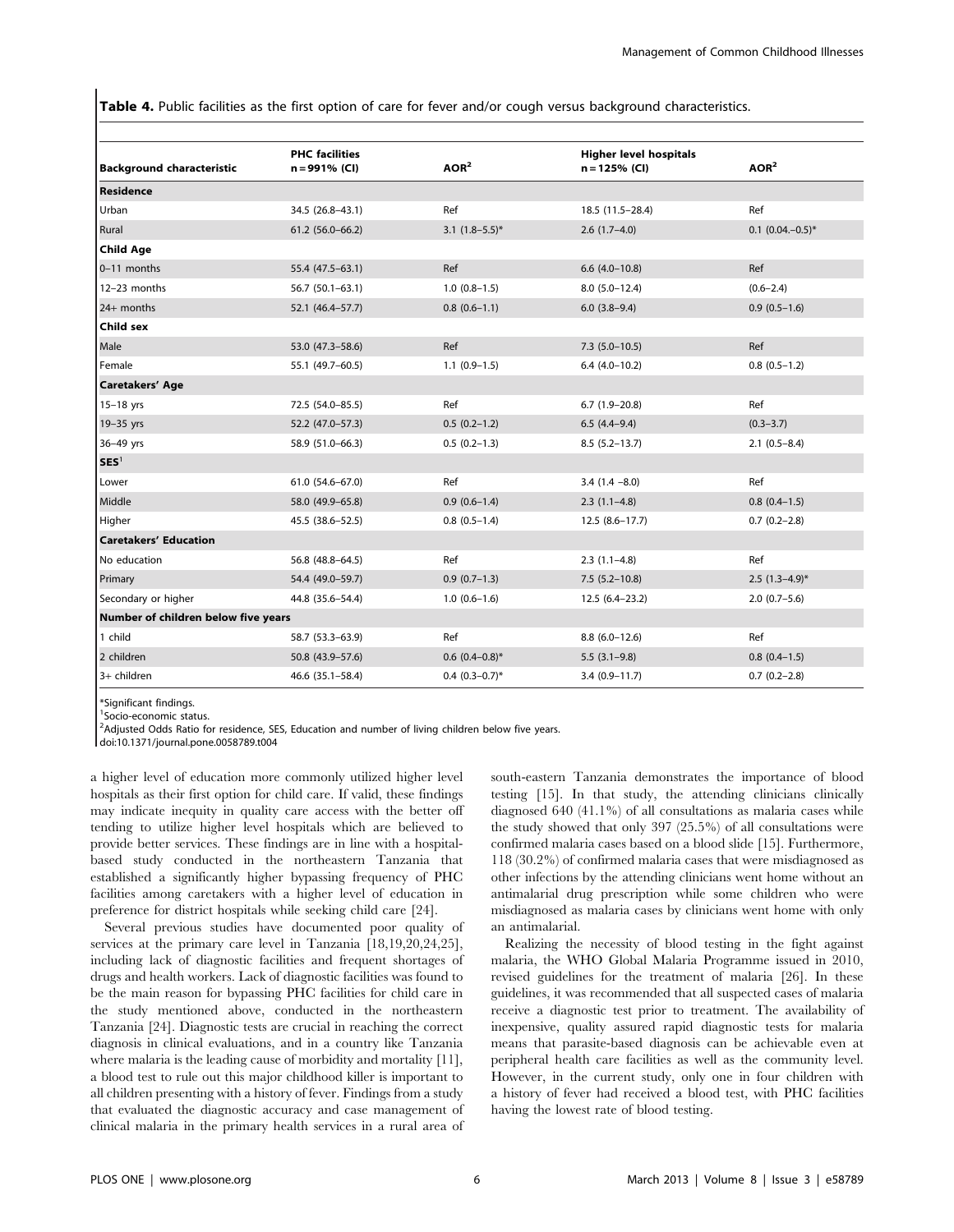**Table 4.** Public facilities as the first option of care for fever and/or cough versus background characteristics.

| Background characteristic | PHC facilities n = 991% (CI) | AOR[2] | Higher level hospitals n = 125% (CI) | AOR[2] |
|---|---|---|---|---|
| **Residence** | | | | |
| Urban | 34.5 (26.8–43.1) | Ref | 18.5 (11.5–28.4) | Ref |
| Rural | 61.2 (56.0–66.2) | 3.1 (1.8–5.5)* | 2.6 (1.7–4.0) | 0.1 (0.04.–0.5)* |
| **Child Age** | | | | |
| 0–11 months | 55.4 (47.5–63.1) | Ref | 6.6 (4.0–10.8) | Ref |
| 12–23 months | 56.7 (50.1–63.1) | 1.0 (0.8–1.5) | 8.0 (5.0–12.4) | (0.6–2.4) |
| 24+ months | 52.1 (46.4–57.7) | 0.8 (0.6–1.1) | 6.0 (3.8–9.4) | 0.9 (0.5–1.6) |
| **Child sex** | | | | |
| Male | 53.0 (47.3–58.6) | Ref | 7.3 (5.0–10.5) | Ref |
| Female | 55.1 (49.7–60.5) | 1.1 (0.9–1.5) | 6.4 (4.0–10.2) | 0.8 (0.5–1.2) |
| **Caretakers' Age** | | | | |
| 15–18 yrs | 72.5 (54.0–85.5) | Ref | 6.7 (1.9–20.8) | Ref |
| 19–35 yrs | 52.2 (47.0–57.3) | 0.5 (0.2–1.2) | 6.5 (4.4–9.4) | (0.3–3.7) |
| 36–49 yrs | 58.9 (51.0–66.3) | 0.5 (0.2–1.3) | 8.5 (5.2–13.7) | 2.1 (0.5–8.4) |
| **SES**[1] | | | | |
| Lower | 61.0 (54.6–67.0) | Ref | 3.4 (1.4 –8.0) | Ref |
| Middle | 58.0 (49.9–65.8) | 0.9 (0.6–1.4) | 2.3 (1.1–4.8) | 0.8 (0.4–1.5) |
| Higher | 45.5 (38.6–52.5) | 0.8 (0.5–1.4) | 12.5 (8.6–17.7) | 0.7 (0.2–2.8) |
| **Caretakers' Education** | | | | |
| No education | 56.8 (48.8–64.5) | Ref | 2.3 (1.1–4.8) | Ref |
| Primary | 54.4 (49.0–59.7) | 0.9 (0.7–1.3) | 7.5 (5.2–10.8) | 2.5 (1.3–4.9)* |
| Secondary or higher | 44.8 (35.6–54.4) | 1.0 (0.6–1.6) | 12.5 (6.4–23.2) | 2.0 (0.7–5.6) |
| **Number of children below five years** | | | | |
| 1 child | 58.7 (53.3–63.9) | Ref | 8.8 (6.0–12.6) | Ref |
| 2 children | 50.8 (43.9–57.6) | 0.6 (0.4–0.8)* | 5.5 (3.1–9.8) | 0.8 (0.4–1.5) |
| 3+ children | 46.6 (35.1–58.4) | 0.4 (0.3–0.7)* | 3.4 (0.9–11.7) | 0.7 (0.2–2.8) |

*Significant findings.
[1]Socio-economic status.
[2]Adjusted Odds Ratio for residence, SES, Education and number of living children below five years.
doi:10.1371/journal.pone.0058789.t004

a higher level of education more commonly utilized higher level hospitals as their first option for child care. If valid, these findings may indicate inequity in quality care access with the better off tending to utilize higher level hospitals which are believed to provide better services. These findings are in line with a hospital-based study conducted in the northeastern Tanzania that established a significantly higher bypassing frequency of PHC facilities among caretakers with a higher level of education in preference for district hospitals while seeking child care [24].

Several previous studies have documented poor quality of services at the primary care level in Tanzania [18,19,20,24,25], including lack of diagnostic facilities and frequent shortages of drugs and health workers. Lack of diagnostic facilities was found to be the main reason for bypassing PHC facilities for child care in the study mentioned above, conducted in the northeastern Tanzania [24]. Diagnostic tests are crucial in reaching the correct diagnosis in clinical evaluations, and in a country like Tanzania where malaria is the leading cause of morbidity and mortality [11], a blood test to rule out this major childhood killer is important to all children presenting with a history of fever. Findings from a study that evaluated the diagnostic accuracy and case management of clinical malaria in the primary health services in a rural area of south-eastern Tanzania demonstrates the importance of blood testing [15]. In that study, the attending clinicians clinically diagnosed 640 (41.1%) of all consultations as malaria cases while the study showed that only 397 (25.5%) of all consultations were confirmed malaria cases based on a blood slide [15]. Furthermore, 118 (30.2%) of confirmed malaria cases that were misdiagnosed as other infections by the attending clinicians went home without an antimalarial drug prescription while some children who were misdiagnosed as malaria cases by clinicians went home with only an antimalarial.

Realizing the necessity of blood testing in the fight against malaria, the WHO Global Malaria Programme issued in 2010, revised guidelines for the treatment of malaria [26]. In these guidelines, it was recommended that all suspected cases of malaria receive a diagnostic test prior to treatment. The availability of inexpensive, quality assured rapid diagnostic tests for malaria means that parasite-based diagnosis can be achievable even at peripheral health care facilities as well as the community level. However, in the current study, only one in four children with a history of fever had received a blood test, with PHC facilities having the lowest rate of blood testing.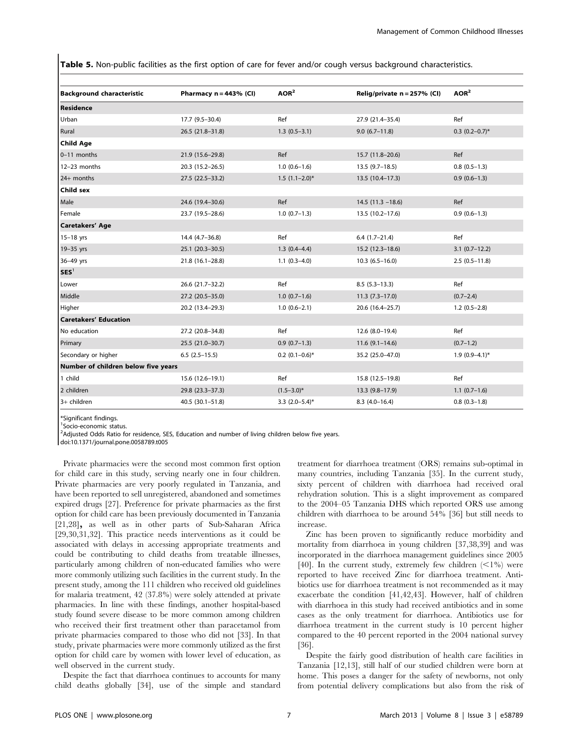**Table 5.** Non-public facilities as the first option of care for fever and/or cough versus background characteristics.

| Background characteristic | Pharmacy n = 443% (CI) | AOR[2] | Relig/private n = 257% (CI) | AOR[2] |
|---|---|---|---|---|
| **Residence** | | | | |
| Urban | 17.7 (9.5–30.4) | Ref | 27.9 (21.4–35.4) | Ref |
| Rural | 26.5 (21.8–31.8) | 1.3 (0.5–3.1) | 9.0 (6.7–11.8) | 0.3 (0.2–0.7)* |
| **Child Age** | | | | |
| 0–11 months | 21.9 (15.6–29.8) | Ref | 15.7 (11.8–20.6) | Ref |
| 12–23 months | 20.3 (15.2–26.5) | 1.0 (0.6–1.6) | 13.5 (9.7–18.5) | 0.8 (0.5–1.3) |
| 24+ months | 27.5 (22.5–33.2) | 1.5 (1.1–2.0)* | 13.5 (10.4–17.3) | 0.9 (0.6–1.3) |
| **Child sex** | | | | |
| Male | 24.6 (19.4–30.6) | Ref | 14.5 (11.3 –18.6) | Ref |
| Female | 23.7 (19.5–28.6) | 1.0 (0.7–1.3) | 13.5 (10.2–17.6) | 0.9 (0.6–1.3) |
| **Caretakers' Age** | | | | |
| 15–18 yrs | 14.4 (4.7–36.8) | Ref | 6.4 (1.7–21.4) | Ref |
| 19–35 yrs | 25.1 (20.3–30.5) | 1.3 (0.4–4.4) | 15.2 (12.3–18.6) | 3.1 (0.7–12.2) |
| 36–49 yrs | 21.8 (16.1–28.8) | 1.1 (0.3–4.0) | 10.3 (6.5–16.0) | 2.5 (0.5–11.8) |
| **SES[1]** | | | | |
| Lower | 26.6 (21.7–32.2) | Ref | 8.5 (5.3–13.3) | Ref |
| Middle | 27.2 (20.5–35.0) | 1.0 (0.7–1.6) | 11.3 (7.3–17.0) | (0.7–2.4) |
| Higher | 20.2 (13.4–29.3) | 1.0 (0.6–2.1) | 20.6 (16.4–25.7) | 1.2 (0.5–2.8) |
| **Caretakers' Education** | | | | |
| No education | 27.2 (20.8–34.8) | Ref | 12.6 (8.0–19.4) | Ref |
| Primary | 25.5 (21.0–30.7) | 0.9 (0.7–1.3) | 11.6 (9.1–14.6) | (0.7–1.2) |
| Secondary or higher | 6.5 (2.5–15.5) | 0.2 (0.1–0.6)* | 35.2 (25.0–47.0) | 1.9 (0.9–4.1)* |
| **Number of children below five years** | | | | |
| 1 child | 15.6 (12.6–19.1) | Ref | 15.8 (12.5–19.8) | Ref |
| 2 children | 29.8 (23.3–37.3) | (1.5–3.0)* | 13.3 (9.8–17.9) | 1.1 (0.7–1.6) |
| 3+ children | 40.5 (30.1–51.8) | 3.3 (2.0–5.4)* | 8.3 (4.0–16.4) | 0.8 (0.3–1.8) |

*Significant findings.
[1]Socio-economic status.
[2]Adjusted Odds Ratio for residence, SES, Education and number of living children below five years.
doi:10.1371/journal.pone.0058789.t005

Private pharmacies were the second most common first option for child care in this study, serving nearly one in four children. Private pharmacies are very poorly regulated in Tanzania, and have been reported to sell unregistered, abandoned and sometimes expired drugs [27]. Preference for private pharmacies as the first option for child care has been previously documented in Tanzania [21,28], as well as in other parts of Sub-Saharan Africa [29,30,31,32]. This practice needs interventions as it could be associated with delays in accessing appropriate treatments and could be contributing to child deaths from treatable illnesses, particularly among children of non-educated families who were more commonly utilizing such facilities in the current study. In the present study, among the 111 children who received old guidelines for malaria treatment, 42 (37.8%) were solely attended at private pharmacies. In line with these findings, another hospital-based study found severe disease to be more common among children who received their first treatment other than paracetamol from private pharmacies compared to those who did not [33]. In that study, private pharmacies were more commonly utilized as the first option for child care by women with lower level of education, as well observed in the current study.

Despite the fact that diarrhoea continues to accounts for many child deaths globally [34], use of the simple and standard treatment for diarrhoea treatment (ORS) remains sub-optimal in many countries, including Tanzania [35]. In the current study, sixty percent of children with diarrhoea had received oral rehydration solution. This is a slight improvement as compared to the 2004–05 Tanzania DHS which reported ORS use among children with diarrhoea to be around 54% [36] but still needs to increase.

Zinc has been proven to significantly reduce morbidity and mortality from diarrhoea in young children [37,38,39] and was incorporated in the diarrhoea management guidelines since 2005 [40]. In the current study, extremely few children (<1%) were reported to have received Zinc for diarrhoea treatment. Antibiotics use for diarrhoea treatment is not recommended as it may exacerbate the condition [41,42,43]. However, half of children with diarrhoea in this study had received antibiotics and in some cases as the only treatment for diarrhoea. Antibiotics use for diarrhoea treatment in the current study is 10 percent higher compared to the 40 percent reported in the 2004 national survey [36].

Despite the fairly good distribution of health care facilities in Tanzania [12,13], still half of our studied children were born at home. This poses a danger for the safety of newborns, not only from potential delivery complications but also from the risk of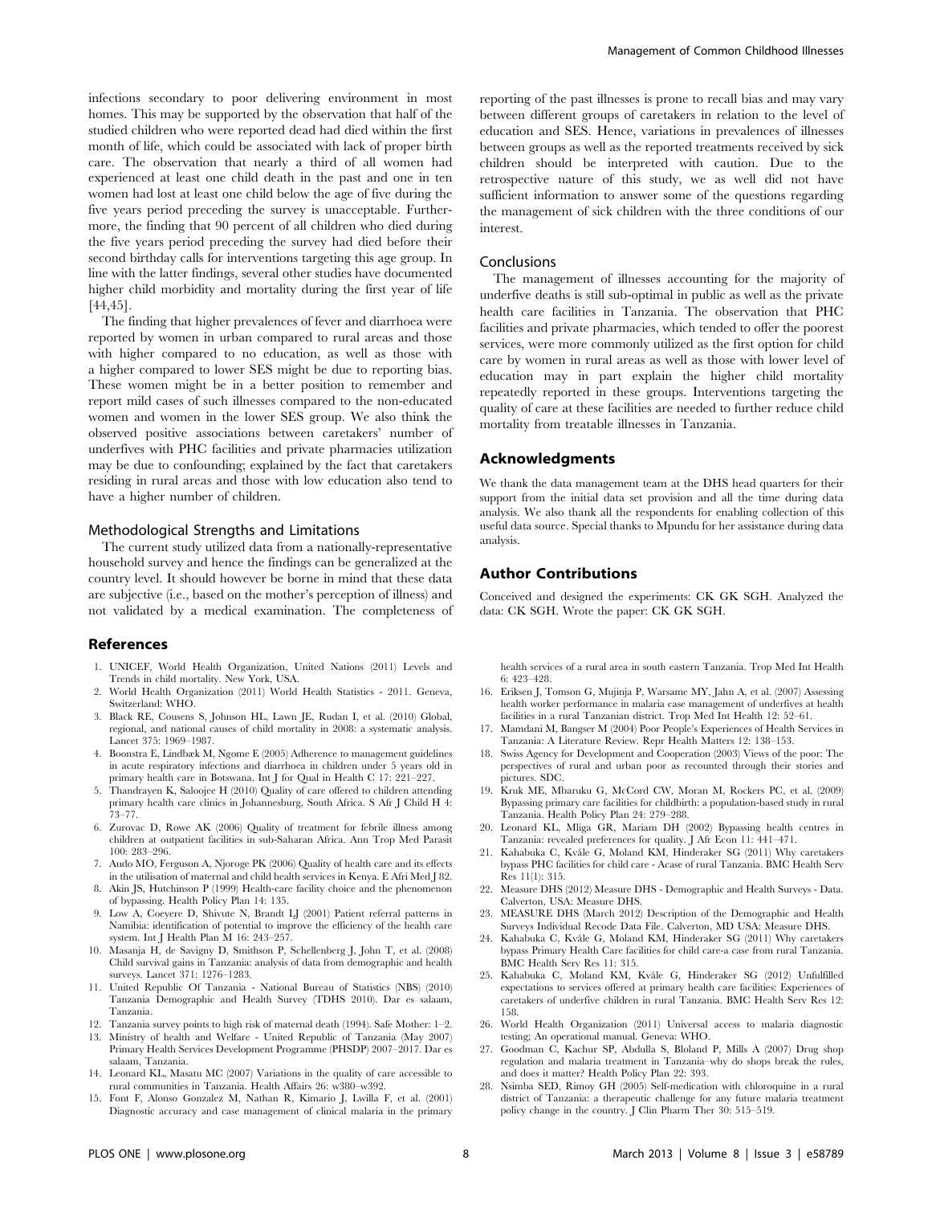infections secondary to poor delivering environment in most homes. This may be supported by the observation that half of the studied children who were reported dead had died within the first month of life, which could be associated with lack of proper birth care. The observation that nearly a third of all women had experienced at least one child death in the past and one in ten women had lost at least one child below the age of five during the five years period preceding the survey is unacceptable. Furthermore, the finding that 90 percent of all children who died during the five years period preceding the survey had died before their second birthday calls for interventions targeting this age group. In line with the latter findings, several other studies have documented higher child morbidity and mortality during the first year of life [44,45].

The finding that higher prevalences of fever and diarrhoea were reported by women in urban compared to rural areas and those with higher compared to no education, as well as those with a higher compared to lower SES might be due to reporting bias. These women might be in a better position to remember and report mild cases of such illnesses compared to the non-educated women and women in the lower SES group. We also think the observed positive associations between caretakers' number of underfives with PHC facilities and private pharmacies utilization may be due to confounding; explained by the fact that caretakers residing in rural areas and those with low education also tend to have a higher number of children.

### Methodological Strengths and Limitations

The current study utilized data from a nationally-representative household survey and hence the findings can be generalized at the country level. It should however be borne in mind that these data are subjective (i.e., based on the mother's perception of illness) and not validated by a medical examination. The completeness of reporting of the past illnesses is prone to recall bias and may vary between different groups of caretakers in relation to the level of education and SES. Hence, variations in prevalences of illnesses between groups as well as the reported treatments received by sick children should be interpreted with caution. Due to the retrospective nature of this study, we as well did not have sufficient information to answer some of the questions regarding the management of sick children with the three conditions of our interest.

### Conclusions

The management of illnesses accounting for the majority of underfive deaths is still sub-optimal in public as well as the private health care facilities in Tanzania. The observation that PHC facilities and private pharmacies, which tended to offer the poorest services, were more commonly utilized as the first option for child care by women in rural areas as well as those with lower level of education may in part explain the higher child mortality repeatedly reported in these groups. Interventions targeting the quality of care at these facilities are needed to further reduce child mortality from treatable illnesses in Tanzania.

## Acknowledgments

We thank the data management team at the DHS head quarters for their support from the initial data set provision and all the time during data analysis. We also thank all the respondents for enabling collection of this useful data source. Special thanks to Mpundu for her assistance during data analysis.

## Author Contributions

Conceived and designed the experiments: CK GK SGH. Analyzed the data: CK SGH. Wrote the paper: CK GK SGH.

## References

1. UNICEF, World Health Organization, United Nations (2011) Levels and Trends in child mortality. New York, USA.
2. World Health Organization (2011) World Health Statistics - 2011. Geneva, Switzerland: WHO.
3. Black RE, Cousens S, Johnson HL, Lawn JE, Rudan I, et al. (2010) Global, regional, and national causes of child mortality in 2008: a systematic analysis. Lancet 375: 1969–1987.
4. Boonstra E, Lindbæk M, Ngome E (2005) Adherence to management guidelines in acute respiratory infections and diarrhoea in children under 5 years old in primary health care in Botswana. Int J for Qual in Health C 17: 221–227.
5. Thandrayen K, Saloojee H (2010) Quality of care offered to children attending primary health care clinics in Johannesburg, South Africa. S Afr J Child H 4: 73–77.
6. Zurovac D, Rowe AK (2006) Quality of treatment for febrile illness among children at outpatient facilities in sub-Saharan Africa. Ann Trop Med Parasit 100: 283–296.
7. Audo MO, Ferguson A, Njoroge PK (2006) Quality of health care and its effects in the utilisation of maternal and child health services in Kenya. E Afri Med J 82.
8. Akin JS, Hutchinson P (1999) Health-care facility choice and the phenomenon of bypassing. Health Policy Plan 14: 135.
9. Low A, Coeyere D, Shivute N, Brandt LJ (2001) Patient referral patterns in Namibia: identification of potential to improve the efficiency of the health care system. Int J Health Plan M 16: 243–257.
10. Masanja H, de Savigny D, Smithson P, Schellenberg J, John T, et al. (2008) Child survival gains in Tanzania: analysis of data from demographic and health surveys. Lancet 371: 1276–1283.
11. United Republic Of Tanzania - National Bureau of Statistics (NBS) (2010) Tanzania Demographic and Health Survey (TDHS 2010). Dar es salaam, Tanzania.
12. Tanzania survey points to high risk of maternal death (1994). Safe Mother: 1–2.
13. Ministry of health and Welfare - United Republic of Tanzania (May 2007) Primary Health Services Development Programme (PHSDP) 2007–2017. Dar es salaam, Tanzania.
14. Leonard KL, Masatu MC (2007) Variations in the quality of care accessible to rural communities in Tanzania. Health Affairs 26: w380–w392.
15. Font F, Alonso Gonzalez M, Nathan R, Kimario J, Lwilla F, et al. (2001) Diagnostic accuracy and case management of clinical malaria in the primary health services of a rural area in south eastern Tanzania. Trop Med Int Health 6: 423–428.
16. Eriksen J, Tomson G, Mujinja P, Warsame MY, Jahn A, et al. (2007) Assessing health worker performance in malaria case management of underfives at health facilities in a rural Tanzanian district. Trop Med Int Health 12: 52–61.
17. Mamdani M, Bangser M (2004) Poor People's Experiences of Health Services in Tanzania: A Literature Review. Repr Health Matters 12: 138–153.
18. Swiss Agency for Development and Cooperation (2003) Views of the poor: The perspectives of rural and urban poor as recounted through their stories and pictures. SDC.
19. Kruk ME, Mbaruku G, McCord CW, Moran M, Rockers PC, et al. (2009) Bypassing primary care facilities for childbirth: a population-based study in rural Tanzania. Health Policy Plan 24: 279–288.
20. Leonard KL, Mliga GR, Mariam DH (2002) Bypassing health centres in Tanzania: revealed preferences for quality. J Afr Econ 11: 441–471.
21. Kahabuka C, Kvåle G, Moland KM, Hinderaker SG (2011) Why caretakers bypass PHC facilities for child care - Acase of rural Tanzania. BMC Health Serv Res 11(1): 315.
22. Measure DHS (2012) Measure DHS - Demographic and Health Surveys - Data. Calverton, USA: Measure DHS.
23. MEASURE DHS (March 2012) Description of the Demographic and Health Surveys Individual Recode Data File. Calverton, MD USA: Measure DHS.
24. Kahabuka C, Kvåle G, Moland KM, Hinderaker SG (2011) Why caretakers bypass Primary Health Care facilities for child care-a case from rural Tanzania. BMC Health Serv Res 11: 315.
25. Kahabuka C, Moland KM, Kvåle G, Hinderaker SG (2012) Unfulfilled expectations to services offered at primary health care facilities: Experiences of caretakers of underfive children in rural Tanzania. BMC Health Serv Res 12: 158.
26. World Health Organization (2011) Universal access to malaria diagnostic testing; An operational manual. Geneva: WHO.
27. Goodman C, Kachur SP, Abdulla S, Bloland P, Mills A (2007) Drug shop regulation and malaria treatment in Tanzania–why do shops break the rules, and does it matter? Health Policy Plan 22: 393.
28. Nsimba SED, Rimoy GH (2005) Self-medication with chloroquine in a rural district of Tanzania: a therapeutic challenge for any future malaria treatment policy change in the country. J Clin Pharm Ther 30: 515–519.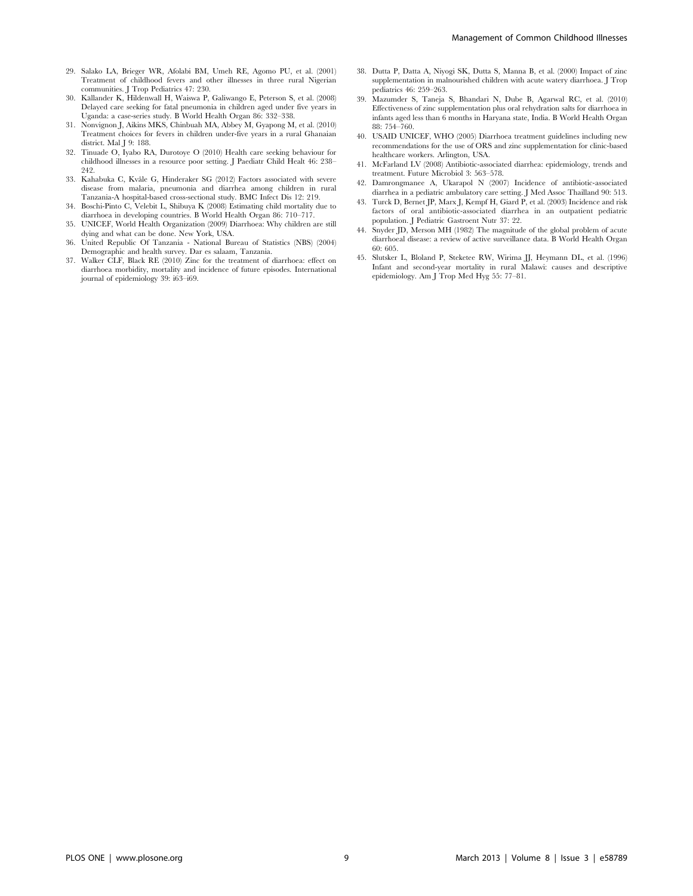29. Salako LA, Brieger WR, Afolabi BM, Umeh RE, Agomo PU, et al. (2001) Treatment of childhood fevers and other illnesses in three rural Nigerian communities. J Trop Pediatrics 47: 230.
30. Källander K, Hildenwall H, Waiswa P, Galiwango E, Peterson S, et al. (2008) Delayed care seeking for fatal pneumonia in children aged under five years in Uganda: a case-series study. B World Health Organ 86: 332–338.
31. Nonvignon J, Aikins MKS, Chinbuah MA, Abbey M, Gyapong M, et al. (2010) Treatment choices for fevers in children under-five years in a rural Ghanaian district. Mal J 9: 188.
32. Tinuade O, Iyabo RA, Durotoye O (2010) Health care seeking behaviour for childhood illnesses in a resource poor setting. J Paediatr Child Healt 46: 238–242.
33. Kahabuka C, Kvåle G, Hinderaker SG (2012) Factors associated with severe disease from malaria, pneumonia and diarrhea among children in rural Tanzania-A hospital-based cross-sectional study. BMC Infect Dis 12: 219.
34. Boschi-Pinto C, Velebit L, Shibuya K (2008) Estimating child mortality due to diarrhoea in developing countries. B World Health Organ 86: 710–717.
35. UNICEF, World Health Organization (2009) Diarrhoea: Why children are still dying and what can be done. New York, USA.
36. United Republic Of Tanzania - National Bureau of Statistics (NBS) (2004) Demographic and health survey. Dar es salaam, Tanzania.
37. Walker CLF, Black RE (2010) Zinc for the treatment of diarrhoea: effect on diarrhoea morbidity, mortality and incidence of future episodes. International journal of epidemiology 39: i63–i69.
38. Dutta P, Datta A, Niyogi SK, Dutta S, Manna B, et al. (2000) Impact of zinc supplementation in malnourished children with acute watery diarrhoea. J Trop pediatrics 46: 259–263.
39. Mazumder S, Taneja S, Bhandari N, Dube B, Agarwal RC, et al. (2010) Effectiveness of zinc supplementation plus oral rehydration salts for diarrhoea in infants aged less than 6 months in Haryana state, India. B World Health Organ 88: 754–760.
40. USAID UNICEF, WHO (2005) Diarrhoea treatment guidelines including new recommendations for the use of ORS and zinc supplementation for clinic-based healthcare workers. Arlington, USA.
41. McFarland LV (2008) Antibiotic-associated diarrhea: epidemiology, trends and treatment. Future Microbiol 3: 563–578.
42. Damrongmanee A, Ukarapol N (2007) Incidence of antibiotic-associated diarrhea in a pediatric ambulatory care setting. J Med Assoc Thailland 90: 513.
43. Turck D, Bernet JP, Marx J, Kempf H, Giard P, et al. (2003) Incidence and risk factors of oral antibiotic-associated diarrhea in an outpatient pediatric population. J Pediatric Gastroent Nutr 37: 22.
44. Snyder JD, Merson MH (1982) The magnitude of the global problem of acute diarrhoeal disease: a review of active surveillance data. B World Health Organ 60: 605.
45. Slutsker L, Bloland P, Steketee RW, Wirima JJ, Heymann DL, et al. (1996) Infant and second-year mortality in rural Malawi: causes and descriptive epidemiology. Am J Trop Med Hyg 55: 77–81.